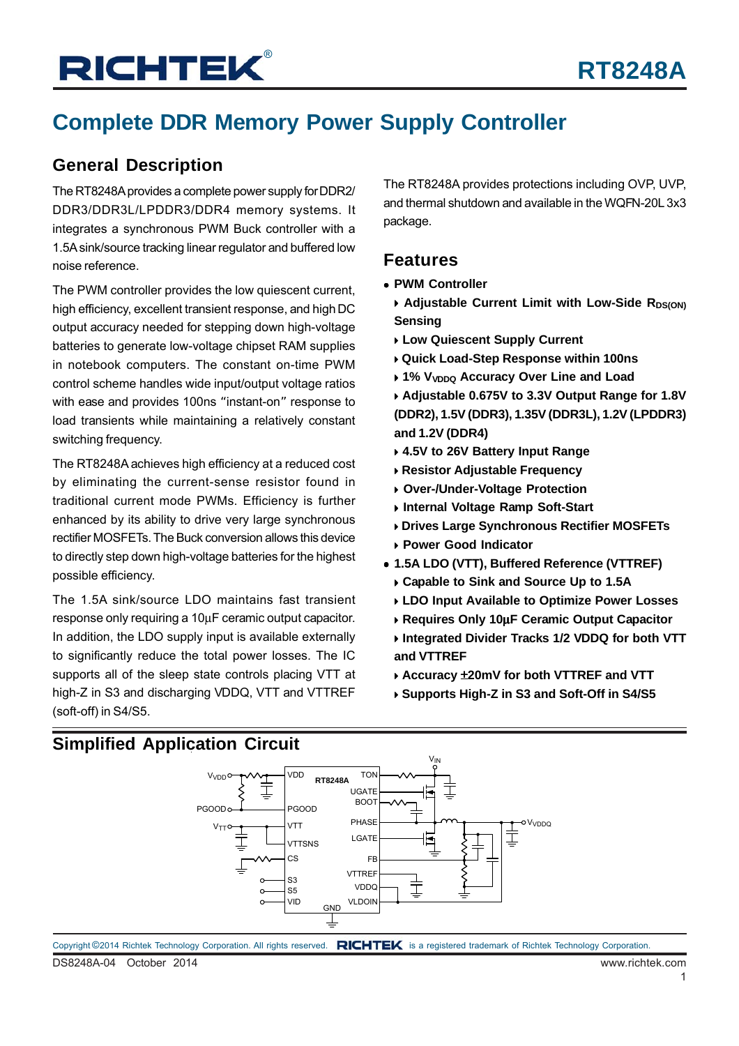# RT8248A

## Complete DDR Memory Power Supply Controller

### General Description

The RT8248A provides a complete power supply for DDR2/DDR3/DDR3L/LPDDR3/DDR4 memory systems. It integrates a synchronous PWM Buck controller with a 1.5A sink/source tracking linear regulator and buffered low noise reference.

The PWM controller provides the low quiescent current, high efficiency, excellent transient response, and high DC output accuracy needed for stepping down high-voltage batteries to generate low-voltage chipset RAM supplies in notebook computers. The constant on-time PWM control scheme handles wide input/output voltage ratios with ease and provides 100ns "instant-on" response to load transients while maintaining a relatively constant switching frequency.

The RT8248A achieves high efficiency at a reduced cost by eliminating the current-sense resistor found in traditional current mode PWMs. Efficiency is further enhanced by its ability to drive very large synchronous rectifier MOSFETs. The Buck conversion allows this device to directly step down high-voltage batteries for the highest possible efficiency.

The 1.5A sink/source LDO maintains fast transient response only requiring a 10μF ceramic output capacitor. In addition, the LDO supply input is available externally to significantly reduce the total power losses. The IC supports all of the sleep state controls placing VTT at high-Z in S3 and discharging VDDQ, VTT and VTTREF (soft-off) in S4/S5.

The RT8248A provides protections including OVP, UVP, and thermal shutdown and available in the WQFN-20L 3x3 package.

### Features

- **PWM Controller**
  - **Adjustable Current Limit with Low-Side $R_{DS(ON)}$ Sensing**
  - **Low Quiescent Supply Current**
  - **Quick Load-Step Response within 100ns**
  - **1% $V_{VDDQ}$ Accuracy Over Line and Load**
  - **Adjustable 0.675V to 3.3V Output Range for 1.8V (DDR2), 1.5V (DDR3), 1.35V (DDR3L), 1.2V (LPDDR3) and 1.2V (DDR4)**
  - **4.5V to 26V Battery Input Range**
  - **Resistor Adjustable Frequency**
  - **Over-/Under-Voltage Protection**
  - **Internal Voltage Ramp Soft-Start**
  - **Drives Large Synchronous Rectifier MOSFETs**
  - **Power Good Indicator**
- **1.5A LDO (VTT), Buffered Reference (VTTREF)**
  - **Capable to Sink and Source Up to 1.5A**
  - **LDO Input Available to Optimize Power Losses**
  - **Requires Only 10μF Ceramic Output Capacitor**
  - **Integrated Divider Tracks 1/2 VDDQ for both VTT and VTTREF**
  - **Accuracy ±20mV for both VTTREF and VTT**
  - **Supports High-Z in S3 and Soft-Off in S4/S5**

### Simplified Application Circuit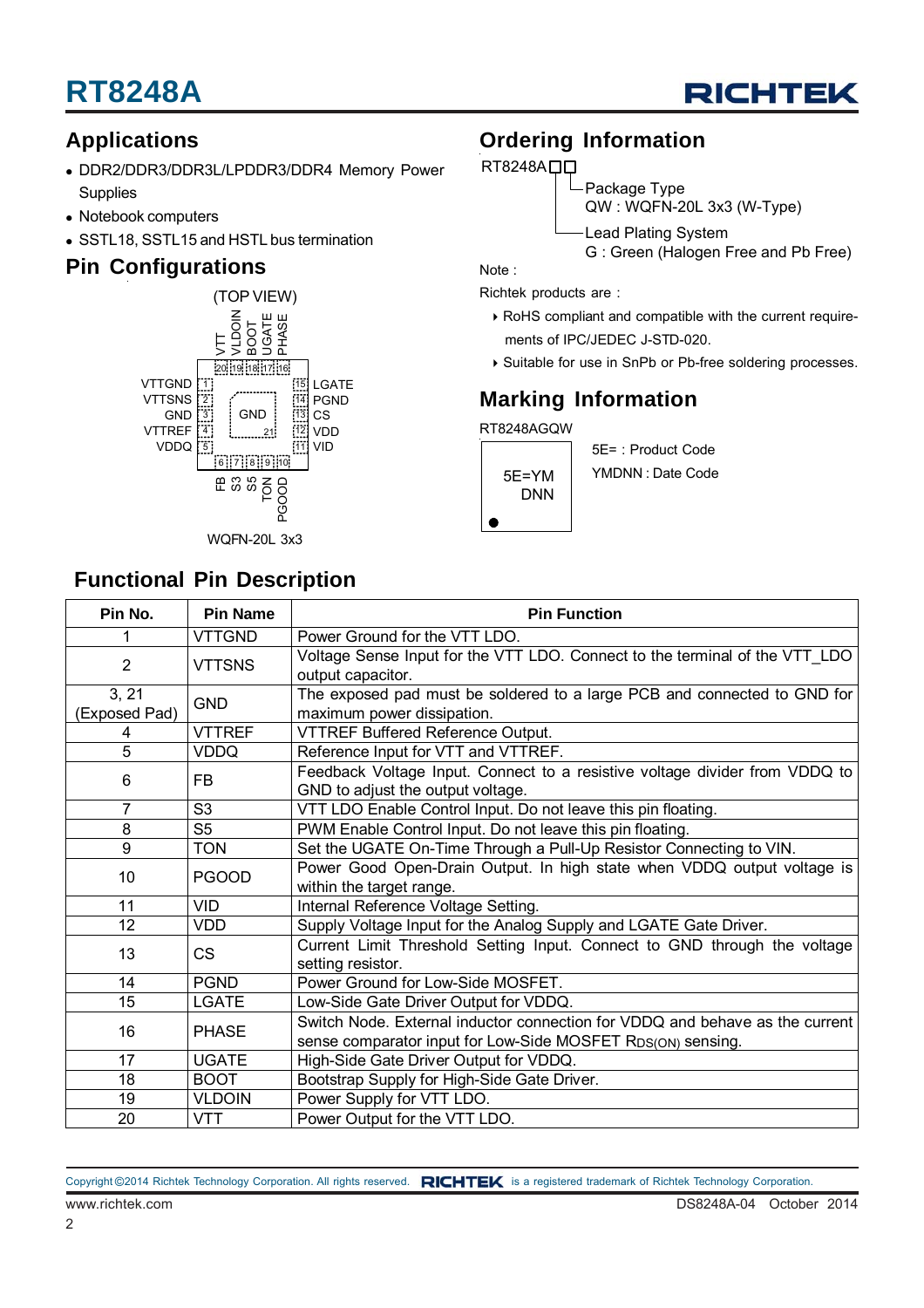## Applications

- DDR2/DDR3/DDR3L/LPDDR3/DDR4 Memory Power Supplies
- Notebook computers
- SSTL18, SSTL15 and HSTL bus termination

## Pin Configurations

(TOP VIEW)

VTT, VLDOIN, BOOT, UGATE, PHASE (pins 20, 19, 18, 17, 16)

VTTGND 1, VTTSNS 2, GND 3, VTTREF 4, VDDQ 5

LGATE 15, PGND 14, CS 13, VDD 12, VID 11

GND 21

FB 6, S3 7, S5 8, TON 9, PGOOD 10

WQFN-20L 3x3

## Ordering Information

RT8248A□□

- Package Type
  QW : WQFN-20L 3x3 (W-Type)
- Lead Plating System
  G : Green (Halogen Free and Pb Free)

Note :

Richtek products are :

- RoHS compliant and compatible with the current requirements of IPC/JEDEC J-STD-020.
- Suitable for use in SnPb or Pb-free soldering processes.

## Marking Information

RT8248AGQW

5E=YM
DNN

5E= : Product Code

YMDNN : Date Code

## Functional Pin Description

| Pin No. | Pin Name | Pin Function |
|---|---|---|
| 1 | VTTGND | Power Ground for the VTT LDO. |
| 2 | VTTSNS | Voltage Sense Input for the VTT LDO. Connect to the terminal of the VTT_LDO output capacitor. |
| 3, 21 (Exposed Pad) | GND | The exposed pad must be soldered to a large PCB and connected to GND for maximum power dissipation. |
| 4 | VTTREF | VTTREF Buffered Reference Output. |
| 5 | VDDQ | Reference Input for VTT and VTTREF. |
| 6 | FB | Feedback Voltage Input. Connect to a resistive voltage divider from VDDQ to GND to adjust the output voltage. |
| 7 | S3 | VTT LDO Enable Control Input. Do not leave this pin floating. |
| 8 | S5 | PWM Enable Control Input. Do not leave this pin floating. |
| 9 | TON | Set the UGATE On-Time Through a Pull-Up Resistor Connecting to VIN. |
| 10 | PGOOD | Power Good Open-Drain Output. In high state when VDDQ output voltage is within the target range. |
| 11 | VID | Internal Reference Voltage Setting. |
| 12 | VDD | Supply Voltage Input for the Analog Supply and LGATE Gate Driver. |
| 13 | CS | Current Limit Threshold Setting Input. Connect to GND through the voltage setting resistor. |
| 14 | PGND | Power Ground for Low-Side MOSFET. |
| 15 | LGATE | Low-Side Gate Driver Output for VDDQ. |
| 16 | PHASE | Switch Node. External inductor connection for VDDQ and behave as the current sense comparator input for Low-Side MOSFET $R_{DS(ON)}$ sensing. |
| 17 | UGATE | High-Side Gate Driver Output for VDDQ. |
| 18 | BOOT | Bootstrap Supply for High-Side Gate Driver. |
| 19 | VLDOIN | Power Supply for VTT LDO. |
| 20 | VTT | Power Output for the VTT LDO. |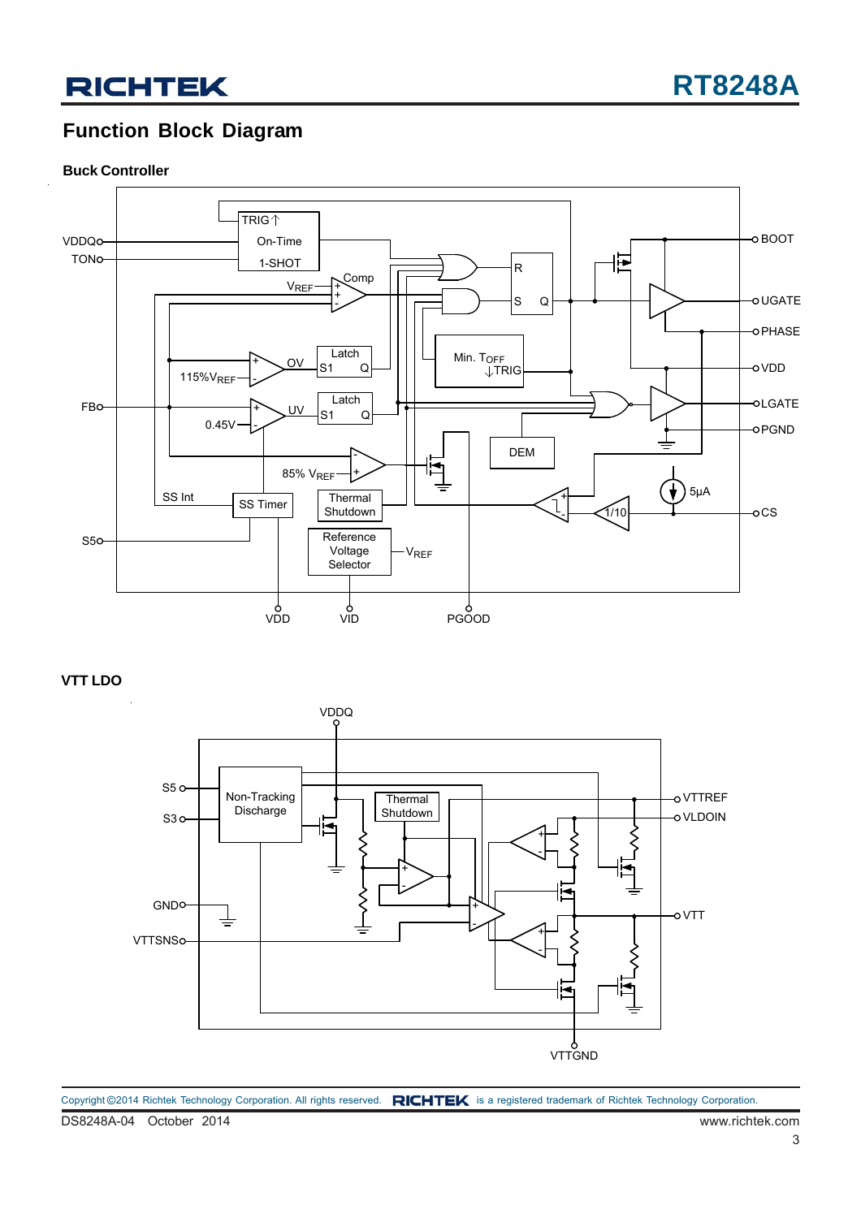## Function Block Diagram

### Buck Controller

TRIG↑ On-Time 1-SHOT

VDDQ

TON

$V_{REF}$ Comp

R S Q

BOOT

UGATE

PHASE

115%$V_{REF}$ OV Latch S1 Q

Min. $T_{OFF}$ ↓TRIG

VDD

FB

0.45V UV Latch S1 Q

LGATE

PGND

DEM

85% $V_{REF}$

5µA

SS Int SS Timer

Thermal Shutdown

1/10

CS

S5

Reference Voltage Selector

$V_{REF}$

VDD VID PGOOD

### VTT LDO

VDDQ

S5

S3

Non-Tracking Discharge

Thermal Shutdown

VTTREF

VLDOIN

GND

VTTSNS

VTT

VTTGND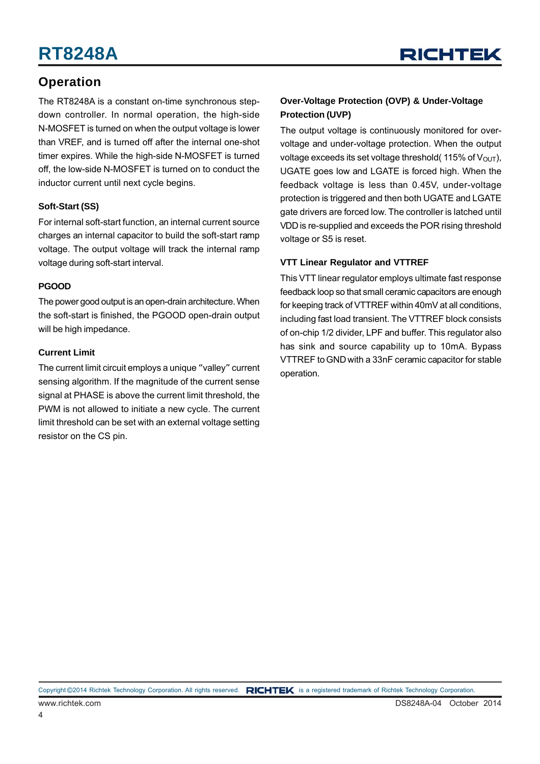## Operation

The RT8248A is a constant on-time synchronous step-down controller. In normal operation, the high-side N-MOSFET is turned on when the output voltage is lower than VREF, and is turned off after the internal one-shot timer expires. While the high-side N-MOSFET is turned off, the low-side N-MOSFET is turned on to conduct the inductor current until next cycle begins.

### Soft-Start (SS)

For internal soft-start function, an internal current source charges an internal capacitor to build the soft-start ramp voltage. The output voltage will track the internal ramp voltage during soft-start interval.

### PGOOD

The power good output is an open-drain architecture. When the soft-start is finished, the PGOOD open-drain output will be high impedance.

### Current Limit

The current limit circuit employs a unique "valley" current sensing algorithm. If the magnitude of the current sense signal at PHASE is above the current limit threshold, the PWM is not allowed to initiate a new cycle. The current limit threshold can be set with an external voltage setting resistor on the CS pin.

### Over-Voltage Protection (OVP) & Under-Voltage Protection (UVP)

The output voltage is continuously monitored for over-voltage and under-voltage protection. When the output voltage exceeds its set voltage threshold( 115% of $V_{OUT}$), UGATE goes low and LGATE is forced high. When the feedback voltage is less than 0.45V, under-voltage protection is triggered and then both UGATE and LGATE gate drivers are forced low. The controller is latched until VDD is re-supplied and exceeds the POR rising threshold voltage or S5 is reset.

### VTT Linear Regulator and VTTREF

This VTT linear regulator employs ultimate fast response feedback loop so that small ceramic capacitors are enough for keeping track of VTTREF within 40mV at all conditions, including fast load transient. The VTTREF block consists of on-chip 1/2 divider, LPF and buffer. This regulator also has sink and source capability up to 10mA. Bypass VTTREF to GND with a 33nF ceramic capacitor for stable operation.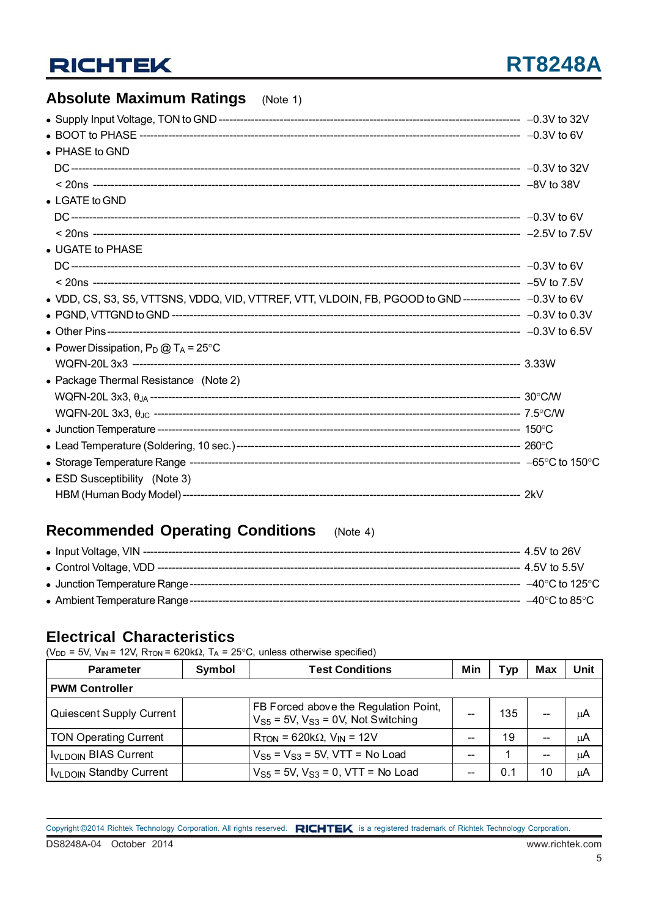## Absolute Maximum Ratings (Note 1)

- Supply Input Voltage, TON to GND ---------- −0.3V to 32V
- BOOT to PHASE ---------- −0.3V to 6V
- PHASE to GND
  - DC ---------- −0.3V to 32V
  - < 20ns ---------- −8V to 38V
- LGATE to GND
  - DC ---------- −0.3V to 6V
  - < 20ns ---------- −2.5V to 7.5V
- UGATE to PHASE
  - DC ---------- −0.3V to 6V
  - < 20ns ---------- −5V to 7.5V
- VDD, CS, S3, S5, VTTSNS, VDDQ, VID, VTTREF, VTT, VLDOIN, FB, PGOOD to GND ---------- −0.3V to 6V
- PGND, VTTGND to GND ---------- −0.3V to 0.3V
- Other Pins ---------- −0.3V to 6.5V
- Power Dissipation, $P_D$ @ $T_A$ = 25°C
  - WQFN-20L 3x3 ---------- 3.33W
- Package Thermal Resistance (Note 2)
  - WQFN-20L 3x3, $\theta_{JA}$ ---------- 30°C/W
  - WQFN-20L 3x3, $\theta_{JC}$ ---------- 7.5°C/W
- Junction Temperature ---------- 150°C
- Lead Temperature (Soldering, 10 sec.) ---------- 260°C
- Storage Temperature Range ---------- −65°C to 150°C
- ESD Susceptibility (Note 3)
  - HBM (Human Body Model) ---------- 2kV

## Recommended Operating Conditions (Note 4)

- Input Voltage, VIN ---------- 4.5V to 26V
- Control Voltage, VDD ---------- 4.5V to 5.5V
- Junction Temperature Range ---------- −40°C to 125°C
- Ambient Temperature Range ---------- −40°C to 85°C

## Electrical Characteristics

($V_{DD}$ = 5V, $V_{IN}$ = 12V, $R_{TON}$ = 620kΩ, $T_A$ = 25°C, unless otherwise specified)

| Parameter | Symbol | Test Conditions | Min | Typ | Max | Unit |
|---|---|---|---|---|---|---|
| **PWM Controller** | | | | | | |
| Quiescent Supply Current | | FB Forced above the Regulation Point, $V_{S5}$ = 5V, $V_{S3}$ = 0V, Not Switching | -- | 135 | -- | μA |
| TON Operating Current | | $R_{TON}$ = 620kΩ, $V_{IN}$ = 12V | -- | 19 | -- | μA |
| $I_{VLDOIN}$ BIAS Current | | $V_{S5}$ = $V_{S3}$ = 5V, VTT = No Load | -- | 1 | -- | μA |
| $I_{VLDOIN}$ Standby Current | | $V_{S5}$ = 5V, $V_{S3}$ = 0, VTT = No Load | -- | 0.1 | 10 | μA |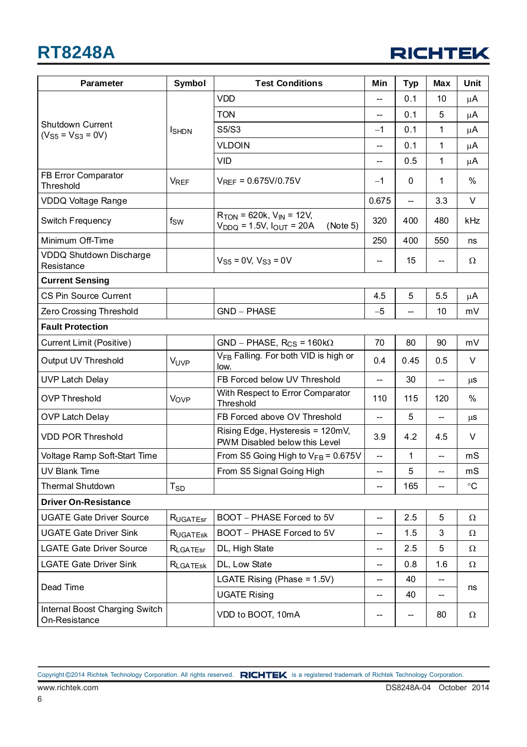| Parameter | Symbol | Test Conditions | Min | Typ | Max | Unit |
|---|---|---|---|---|---|---|
| Shutdown Current ($V_{S5}$ = $V_{S3}$ = 0V) | $I_{SHDN}$ | VDD | -- | 0.1 | 10 | μA |
| | | TON | -- | 0.1 | 5 | μA |
| | | S5/S3 | −1 | 0.1 | 1 | μA |
| | | VLDOIN | -- | 0.1 | 1 | μA |
| | | VID | -- | 0.5 | 1 | μA |
| FB Error Comparator Threshold | $V_{REF}$ | $V_{REF}$ = 0.675V/0.75V | −1 | 0 | 1 | % |
| VDDQ Voltage Range | | | 0.675 | -- | 3.3 | V |
| Switch Frequency | $f_{SW}$ | $R_{TON}$ = 620k, $V_{IN}$ = 12V, $V_{DDQ}$ = 1.5V, $I_{OUT}$ = 20A (Note 5) | 320 | 400 | 480 | kHz |
| Minimum Off-Time | | | 250 | 400 | 550 | ns |
| VDDQ Shutdown Discharge Resistance | | $V_{S5}$ = 0V, $V_{S3}$ = 0V | -- | 15 | -- | Ω |
| **Current Sensing** | | | | | | |
| CS Pin Source Current | | | 4.5 | 5 | 5.5 | μA |
| Zero Crossing Threshold | | GND − PHASE | −5 | -- | 10 | mV |
| **Fault Protection** | | | | | | |
| Current Limit (Positive) | | GND − PHASE, $R_{CS}$ = 160kΩ | 70 | 80 | 90 | mV |
| Output UV Threshold | $V_{UVP}$ | $V_{FB}$ Falling. For both VID is high or low. | 0.4 | 0.45 | 0.5 | V |
| UVP Latch Delay | | FB Forced below UV Threshold | -- | 30 | -- | μs |
| OVP Threshold | $V_{OVP}$ | With Respect to Error Comparator Threshold | 110 | 115 | 120 | % |
| OVP Latch Delay | | FB Forced above OV Threshold | -- | 5 | -- | μs |
| VDD POR Threshold | | Rising Edge, Hysteresis = 120mV, PWM Disabled below this Level | 3.9 | 4.2 | 4.5 | V |
| Voltage Ramp Soft-Start Time | | From S5 Going High to $V_{FB}$ = 0.675V | -- | 1 | -- | mS |
| UV Blank Time | | From S5 Signal Going High | -- | 5 | -- | mS |
| Thermal Shutdown | $T_{SD}$ | | -- | 165 | -- | °C |
| **Driver On-Resistance** | | | | | | |
| UGATE Gate Driver Source | $R_{UGATEsr}$ | BOOT − PHASE Forced to 5V | -- | 2.5 | 5 | Ω |
| UGATE Gate Driver Sink | $R_{UGATEsk}$ | BOOT − PHASE Forced to 5V | -- | 1.5 | 3 | Ω |
| LGATE Gate Driver Source | $R_{LGATEsr}$ | DL, High State | -- | 2.5 | 5 | Ω |
| LGATE Gate Driver Sink | $R_{LGATEsk}$ | DL, Low State | -- | 0.8 | 1.6 | Ω |
| Dead Time | | LGATE Rising (Phase = 1.5V) | -- | 40 | -- | ns |
| | | UGATE Rising | -- | 40 | -- | |
| Internal Boost Charging Switch On-Resistance | | VDD to BOOT, 10mA | -- | -- | 80 | Ω |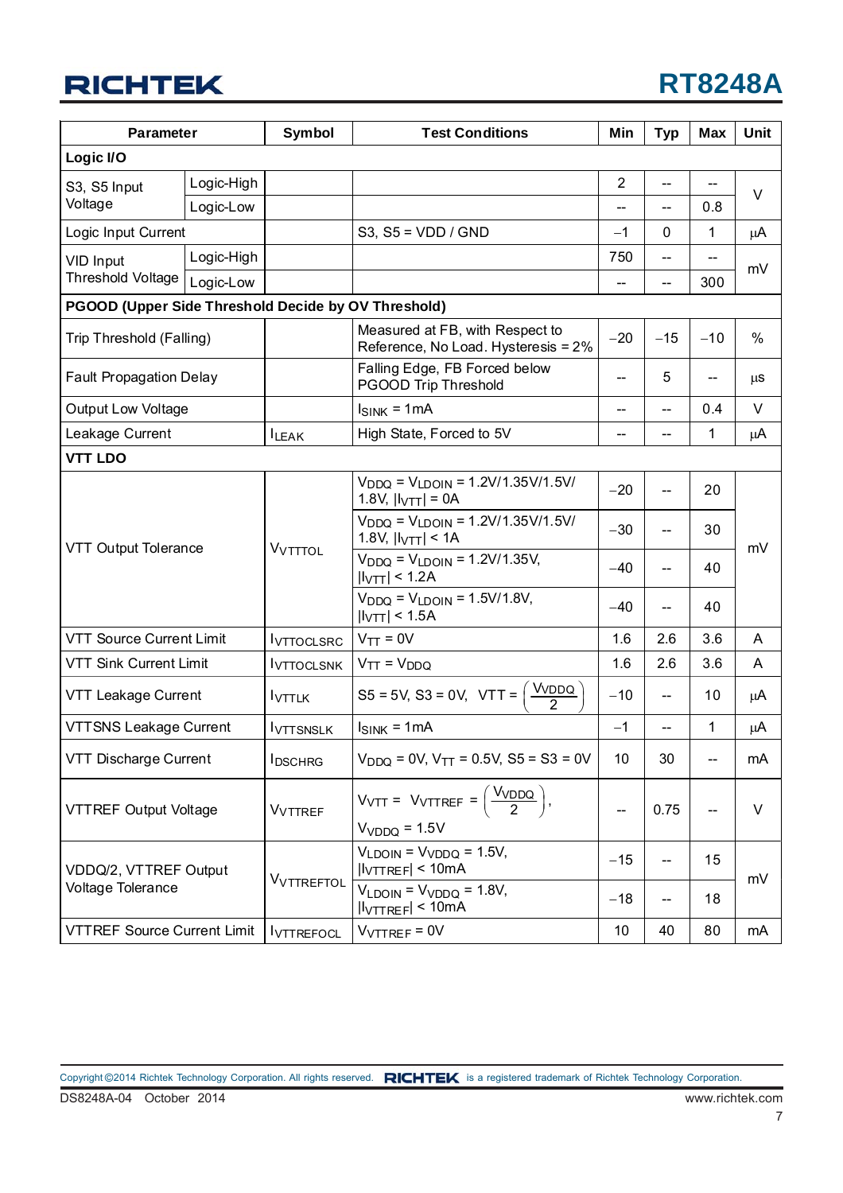| Parameter | | Symbol | Test Conditions | Min | Typ | Max | Unit |
|---|---|---|---|---|---|---|---|
| **Logic I/O** | | | | | | | |
| S3, S5 Input Voltage | Logic-High | | | 2 | -- | -- | V |
| | Logic-Low | | | -- | -- | 0.8 | |
| Logic Input Current | | | S3, S5 = VDD / GND | −1 | 0 | 1 | μA |
| VID Input Threshold Voltage | Logic-High | | | 750 | -- | -- | mV |
| | Logic-Low | | | -- | -- | 300 | |
| **PGOOD (Upper Side Threshold Decide by OV Threshold)** | | | | | | | |
| Trip Threshold (Falling) | | | Measured at FB, with Respect to Reference, No Load. Hysteresis = 2% | −20 | −15 | −10 | % |
| Fault Propagation Delay | | | Falling Edge, FB Forced below PGOOD Trip Threshold | -- | 5 | -- | μs |
| Output Low Voltage | | | $I_{SINK}$ = 1mA | -- | -- | 0.4 | V |
| Leakage Current | | $I_{LEAK}$ | High State, Forced to 5V | -- | -- | 1 | μA |
| **VTT LDO** | | | | | | | |
| VTT Output Tolerance | | $V_{VTTTOL}$ | $V_{DDQ}$ = $V_{LDOIN}$ = 1.2V/1.35V/1.5V/ 1.8V, $\|I_{VTT}\|$ = 0A | −20 | -- | 20 | mV |
| | | | $V_{DDQ}$ = $V_{LDOIN}$ = 1.2V/1.35V/1.5V/ 1.8V, $\|I_{VTT}\|$ < 1A | −30 | -- | 30 | |
| | | | $V_{DDQ}$ = $V_{LDOIN}$ = 1.2V/1.35V, $\|I_{VTT}\|$ < 1.2A | −40 | -- | 40 | |
| | | | $V_{DDQ}$ = $V_{LDOIN}$ = 1.5V/1.8V, $\|I_{VTT}\|$ < 1.5A | −40 | -- | 40 | |
| VTT Source Current Limit | | $I_{VTTOCLSRC}$ | $V_{TT}$ = 0V | 1.6 | 2.6 | 3.6 | A |
| VTT Sink Current Limit | | $I_{VTTOCLSNK}$ | $V_{TT}$ = $V_{DDQ}$ | 1.6 | 2.6 | 3.6 | A |
| VTT Leakage Current | | $I_{VTTLK}$ | S5 = 5V, S3 = 0V, VTT = $\left(\frac{V_{VDDQ}}{2}\right)$ | −10 | -- | 10 | μA |
| VTTSNS Leakage Current | | $I_{VTTSNSLK}$ | $I_{SINK}$ = 1mA | −1 | -- | 1 | μA |
| VTT Discharge Current | | $I_{DSCHRG}$ | $V_{DDQ}$ = 0V, $V_{TT}$ = 0.5V, S5 = S3 = 0V | 10 | 30 | -- | mA |
| VTTREF Output Voltage | | $V_{VTTREF}$ | $V_{VTT}$ = $V_{VTTREF}$ = $\left(\frac{V_{VDDQ}}{2}\right)$, $V_{VDDQ}$ = 1.5V | -- | 0.75 | -- | V |
| VDDQ/2, VTTREF Output Voltage Tolerance | | $V_{VTTREFTOL}$ | $V_{LDOIN}$ = $V_{VDDQ}$ = 1.5V, $\|I_{VTTREF}\|$ < 10mA | −15 | -- | 15 | mV |
| | | | $V_{LDOIN}$ = $V_{VDDQ}$ = 1.8V, $\|I_{VTTREF}\|$ < 10mA | −18 | -- | 18 | |
| VTTREF Source Current Limit | | $I_{VTTREFOCL}$ | $V_{VTTREF}$ = 0V | 10 | 40 | 80 | mA |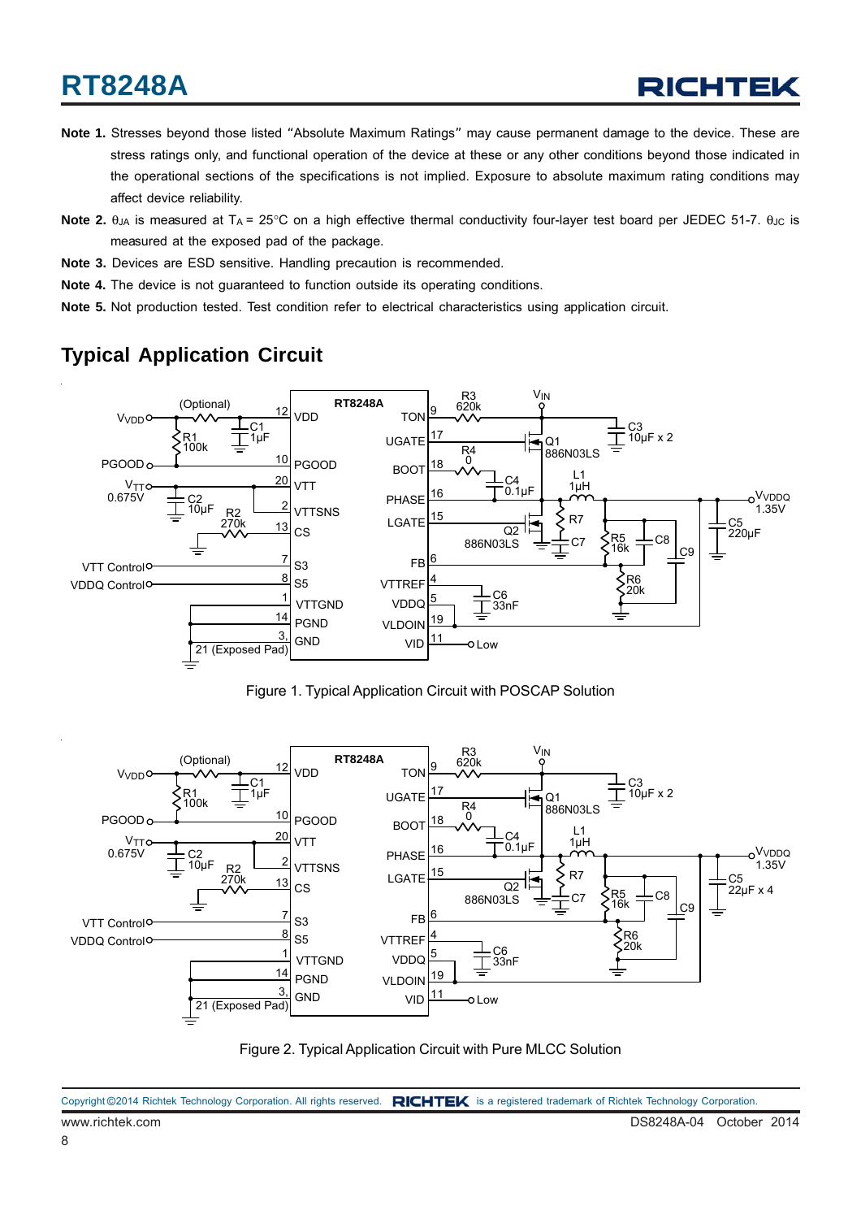**Note 1.** Stresses beyond those listed "Absolute Maximum Ratings" may cause permanent damage to the device. These are stress ratings only, and functional operation of the device at these or any other conditions beyond those indicated in the operational sections of the specifications is not implied. Exposure to absolute maximum rating conditions may affect device reliability.

**Note 2.** $\theta_{JA}$ is measured at $T_A$ = 25°C on a high effective thermal conductivity four-layer test board per JEDEC 51-7. $\theta_{JC}$ is measured at the exposed pad of the package.

**Note 3.** Devices are ESD sensitive. Handling precaution is recommended.

**Note 4.** The device is not guaranteed to function outside its operating conditions.

**Note 5.** Not production tested. Test condition refer to electrical characteristics using application circuit.

## Typical Application Circuit

Figure 1. Typical Application Circuit with POSCAP Solution

Figure 2. Typical Application Circuit with Pure MLCC Solution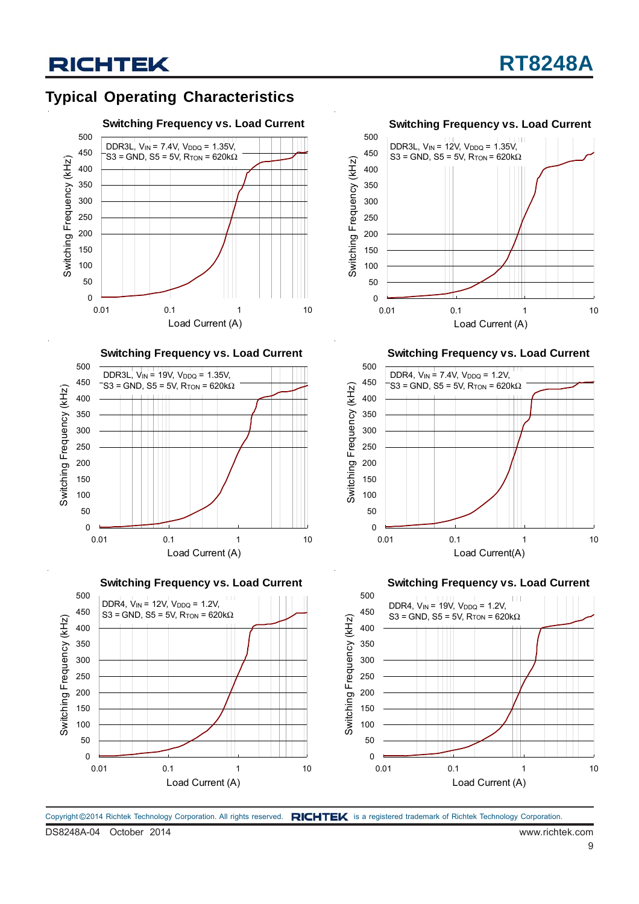## Typical Operating Characteristics

**Switching Frequency vs. Load Current**

DDR3L, $V_{IN}$ = 7.4V, $V_{DDQ}$ = 1.35V, S3 = GND, S5 = 5V, $R_{TON}$ = 620kΩ

Switching Frequency (kHz) vs. Load Current (A)

**Switching Frequency vs. Load Current**

DDR3L, $V_{IN}$ = 12V, $V_{DDQ}$ = 1.35V, S3 = GND, S5 = 5V, $R_{TON}$ = 620kΩ

Switching Frequency (kHz) vs. Load Current (A)

**Switching Frequency vs. Load Current**

DDR3L, $V_{IN}$ = 19V, $V_{DDQ}$ = 1.35V, S3 = GND, S5 = 5V, $R_{TON}$ = 620kΩ

Switching Frequency (kHz) vs. Load Current (A)

**Switching Frequency vs. Load Current**

DDR4, $V_{IN}$ = 7.4V, $V_{DDQ}$ = 1.2V, S3 = GND, S5 = 5V, $R_{TON}$ = 620kΩ

Switching Frequency (kHz) vs. Load Current(A)

**Switching Frequency vs. Load Current**

DDR4, $V_{IN}$ = 12V, $V_{DDQ}$ = 1.2V, S3 = GND, S5 = 5V, $R_{TON}$ = 620kΩ

Switching Frequency (kHz) vs. Load Current (A)

**Switching Frequency vs. Load Current**

DDR4, $V_{IN}$ = 19V, $V_{DDQ}$ = 1.2V, S3 = GND, S5 = 5V, $R_{TON}$ = 620kΩ

Switching Frequency (kHz) vs. Load Current (A)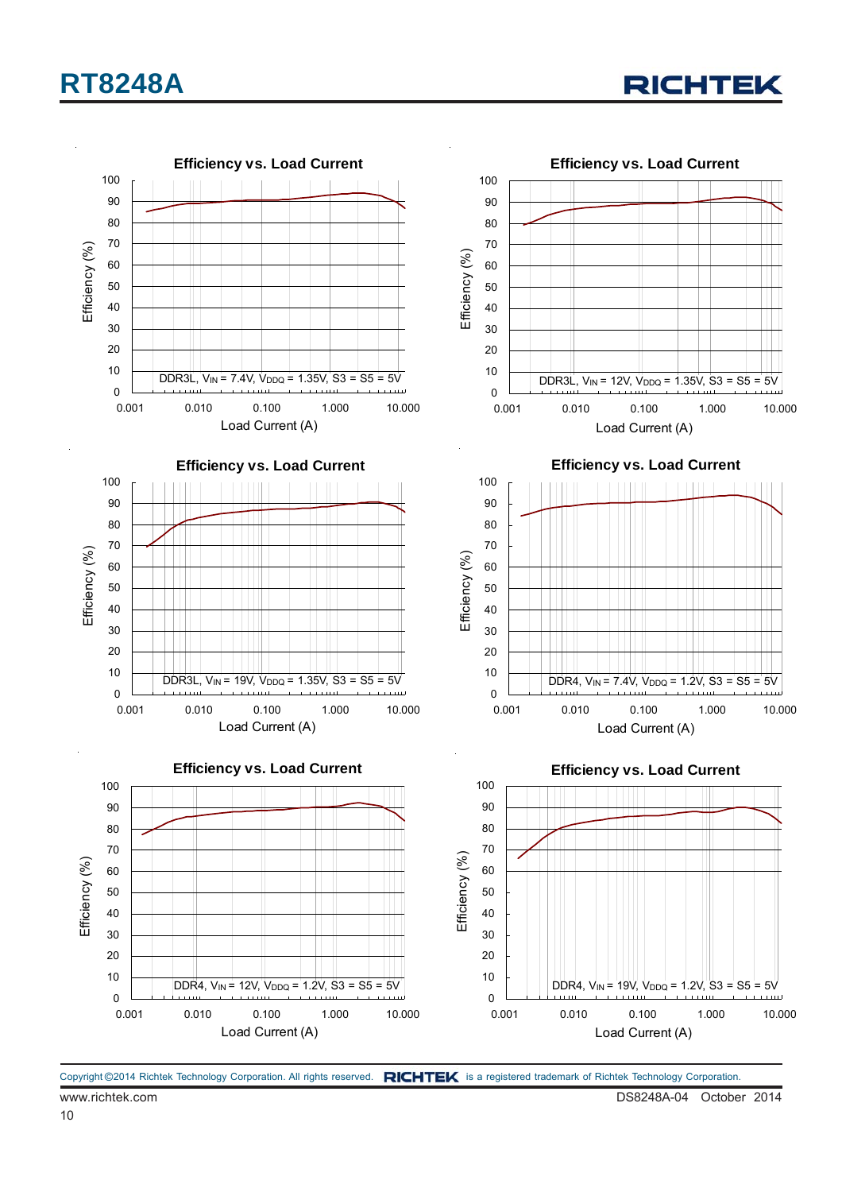Efficiency vs. Load Current

Efficiency (%)

DDR3L, $V_{IN}$ = 7.4V, $V_{DDQ}$ = 1.35V, S3 = S5 = 5V

Load Current (A)

Efficiency vs. Load Current

Efficiency (%)

DDR3L, $V_{IN}$ = 12V, $V_{DDQ}$ = 1.35V, S3 = S5 = 5V

Load Current (A)

Efficiency vs. Load Current

Efficiency (%)

DDR3L, $V_{IN}$ = 19V, $V_{DDQ}$ = 1.35V, S3 = S5 = 5V

Load Current (A)

Efficiency vs. Load Current

Efficiency (%)

DDR4, $V_{IN}$ = 7.4V, $V_{DDQ}$ = 1.2V, S3 = S5 = 5V

Load Current (A)

Efficiency vs. Load Current

Efficiency (%)

DDR4, $V_{IN}$ = 12V, $V_{DDQ}$ = 1.2V, S3 = S5 = 5V

Load Current (A)

Efficiency vs. Load Current

Efficiency (%)

DDR4, $V_{IN}$ = 19V, $V_{DDQ}$ = 1.2V, S3 = S5 = 5V

Load Current (A)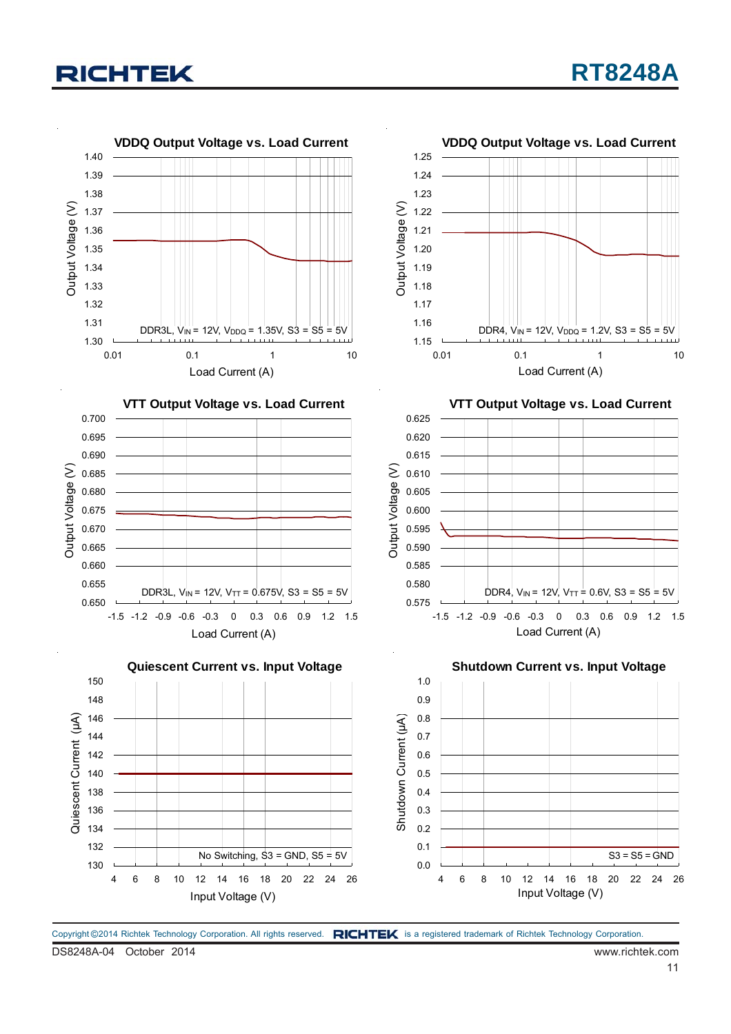**VDDQ Output Voltage vs. Load Current**

DDR3L, $V_{IN}$ = 12V, $V_{DDQ}$ = 1.35V, S3 = S5 = 5V

Output Voltage (V) vs. Load Current (A)

**VDDQ Output Voltage vs. Load Current**

DDR4, $V_{IN}$ = 12V, $V_{DDQ}$ = 1.2V, S3 = S5 = 5V

Output Voltage (V) vs. Load Current (A)

**VTT Output Voltage vs. Load Current**

DDR3L, $V_{IN}$ = 12V, $V_{TT}$ = 0.675V, S3 = S5 = 5V

Output Voltage (V) vs. Load Current (A)

**VTT Output Voltage vs. Load Current**

DDR4, $V_{IN}$ = 12V, $V_{TT}$ = 0.6V, S3 = S5 = 5V

Output Voltage (V) vs. Load Current (A)

**Quiescent Current vs. Input Voltage**

No Switching, S3 = GND, S5 = 5V

Quiescent Current (μA) vs. Input Voltage (V)

**Shutdown Current vs. Input Voltage**

S3 = S5 = GND

Shutdown Current (μA) vs. Input Voltage (V)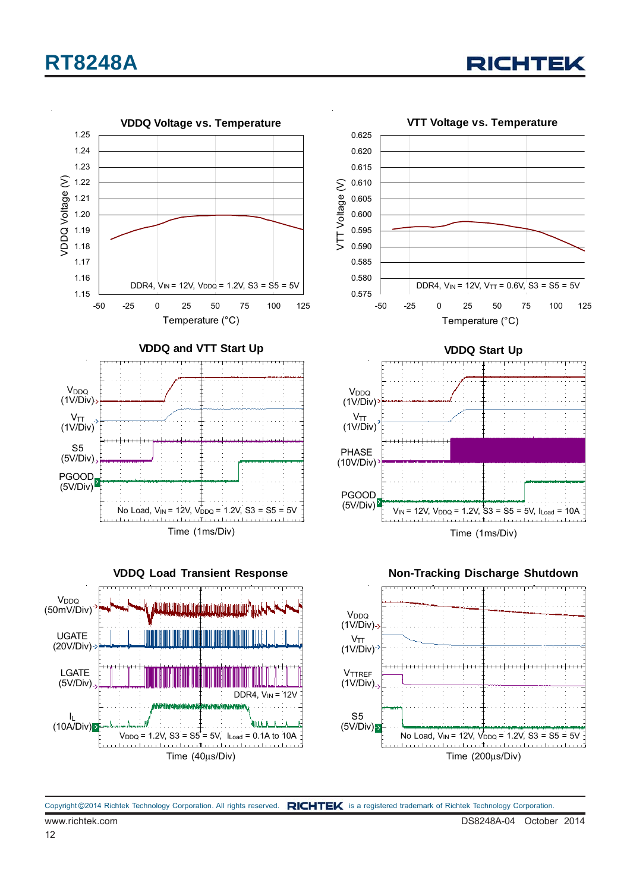**VDDQ Voltage vs. Temperature**

VDDQ Voltage (V): 1.15, 1.16, 1.17, 1.18, 1.19, 1.20, 1.21, 1.22, 1.23, 1.24, 1.25

Temperature (°C): -50, -25, 0, 25, 50, 75, 100, 125

DDR4, $V_{IN}$ = 12V, $V_{DDQ}$ = 1.2V, S3 = S5 = 5V

**VTT Voltage vs. Temperature**

VTT Voltage (V): 0.575, 0.580, 0.585, 0.590, 0.595, 0.600, 0.605, 0.610, 0.615, 0.620, 0.625

Temperature (°C): -50, -25, 0, 25, 50, 75, 100, 125

DDR4, $V_{IN}$ = 12V, $V_{TT}$ = 0.6V, S3 = S5 = 5V

**VDDQ and VTT Start Up**

$V_{DDQ}$ (1V/Div)

$V_{TT}$ (1V/Div)

S5 (5V/Div)

PGOOD (5V/Div)

No Load, $V_{IN}$ = 12V, $V_{DDQ}$ = 1.2V, S3 = S5 = 5V

Time (1ms/Div)

**VDDQ Start Up**

$V_{DDQ}$ (1V/Div)

$V_{TT}$ (1V/Div)

PHASE (10V/Div)

PGOOD (5V/Div)

$V_{IN}$ = 12V, $V_{DDQ}$ = 1.2V, S3 = S5 = 5V, $I_{Load}$ = 10A

Time (1ms/Div)

**VDDQ Load Transient Response**

$V_{DDQ}$ (50mV/Div)

UGATE (20V/Div)

LGATE (5V/Div)

$I_L$ (10A/Div)

DDR4, $V_{IN}$ = 12V

$V_{DDQ}$ = 1.2V, S3 = S5 = 5V, $I_{Load}$ = 0.1A to 10A

Time (40μs/Div)

**Non-Tracking Discharge Shutdown**

$V_{DDQ}$ (1V/Div)

$V_{TT}$ (1V/Div)

$V_{TTREF}$ (1V/Div)

S5 (5V/Div)

No Load, $V_{IN}$ = 12V, $V_{DDQ}$ = 1.2V, S3 = S5 = 5V

Time (200μs/Div)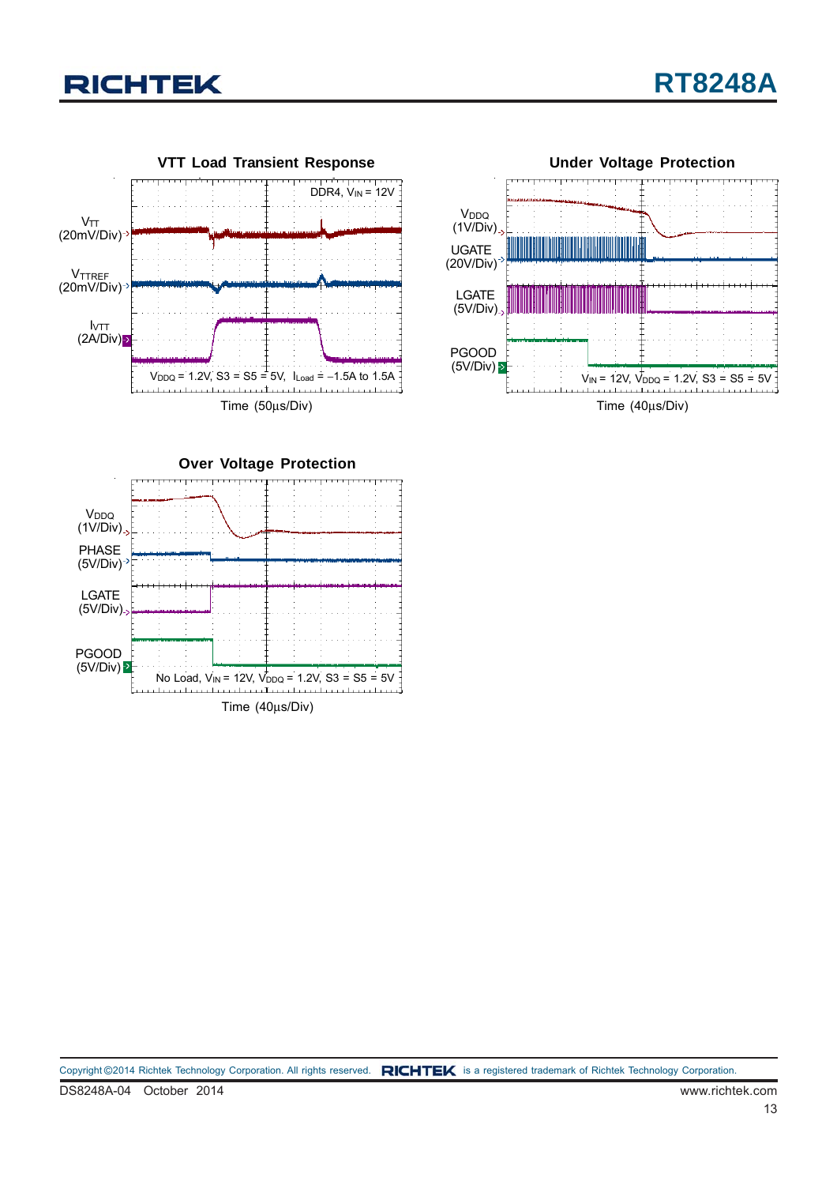### VTT Load Transient Response

$V_{TT}$ (20mV/Div)

$V_{TTREF}$ (20mV/Div)

$I_{VTT}$ (2A/Div)

DDR4, $V_{IN}$ = 12V

$V_{DDQ}$ = 1.2V, S3 = S5 = 5V, $I_{Load}$ = −1.5A to 1.5A

Time (50μs/Div)

### Under Voltage Protection

$V_{DDQ}$ (1V/Div)

UGATE (20V/Div)

LGATE (5V/Div)

PGOOD (5V/Div)

$V_{IN}$ = 12V, $V_{DDQ}$ = 1.2V, S3 = S5 = 5V

Time (40μs/Div)

### Over Voltage Protection

$V_{DDQ}$ (1V/Div)

PHASE (5V/Div)

LGATE (5V/Div)

PGOOD (5V/Div)

No Load, $V_{IN}$ = 12V, $V_{DDQ}$ = 1.2V, S3 = S5 = 5V

Time (40μs/Div)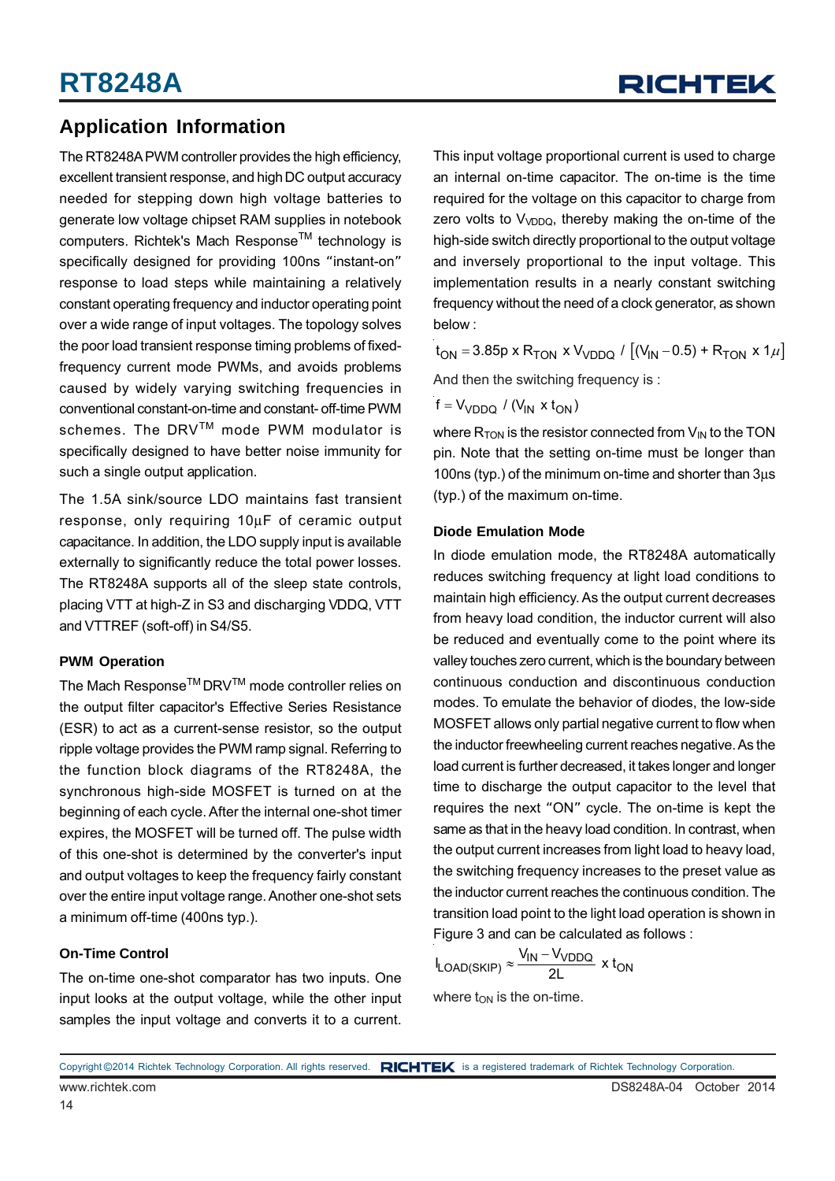## Application Information

The RT8248A PWM controller provides the high efficiency, excellent transient response, and high DC output accuracy needed for stepping down high voltage batteries to generate low voltage chipset RAM supplies in notebook computers. Richtek's Mach Response™ technology is specifically designed for providing 100ns "instant-on" response to load steps while maintaining a relatively constant operating frequency and inductor operating point over a wide range of input voltages. The topology solves the poor load transient response timing problems of fixed-frequency current mode PWMs, and avoids problems caused by widely varying switching frequencies in conventional constant-on-time and constant- off-time PWM schemes. The DRV™ mode PWM modulator is specifically designed to have better noise immunity for such a single output application.

The 1.5A sink/source LDO maintains fast transient response, only requiring 10μF of ceramic output capacitance. In addition, the LDO supply input is available externally to significantly reduce the total power losses. The RT8248A supports all of the sleep state controls, placing VTT at high-Z in S3 and discharging VDDQ, VTT and VTTREF (soft-off) in S4/S5.

### PWM Operation

The Mach Response™ DRV™ mode controller relies on the output filter capacitor's Effective Series Resistance (ESR) to act as a current-sense resistor, so the output ripple voltage provides the PWM ramp signal. Referring to the function block diagrams of the RT8248A, the synchronous high-side MOSFET is turned on at the beginning of each cycle. After the internal one-shot timer expires, the MOSFET will be turned off. The pulse width of this one-shot is determined by the converter's input and output voltages to keep the frequency fairly constant over the entire input voltage range. Another one-shot sets a minimum off-time (400ns typ.).

### On-Time Control

The on-time one-shot comparator has two inputs. One input looks at the output voltage, while the other input samples the input voltage and converts it to a current. This input voltage proportional current is used to charge an internal on-time capacitor. The on-time is the time required for the voltage on this capacitor to charge from zero volts to $V_{VDDQ}$, thereby making the on-time of the high-side switch directly proportional to the output voltage and inversely proportional to the input voltage. This implementation results in a nearly constant switching frequency without the need of a clock generator, as shown below :

$$t_{ON} = 3.85p \times R_{TON} \times V_{VDDQ} \;/\; \left[(V_{IN} - 0.5) + R_{TON} \times 1\mu\right]$$

And then the switching frequency is :

$$f = V_{VDDQ} \;/\; (V_{IN} \times t_{ON})$$

where $R_{TON}$ is the resistor connected from $V_{IN}$ to the TON pin. Note that the setting on-time must be longer than 100ns (typ.) of the minimum on-time and shorter than 3μs (typ.) of the maximum on-time.

### Diode Emulation Mode

In diode emulation mode, the RT8248A automatically reduces switching frequency at light load conditions to maintain high efficiency. As the output current decreases from heavy load condition, the inductor current will also be reduced and eventually come to the point where its valley touches zero current, which is the boundary between continuous conduction and discontinuous conduction modes. To emulate the behavior of diodes, the low-side MOSFET allows only partial negative current to flow when the inductor freewheeling current reaches negative. As the load current is further decreased, it takes longer and longer time to discharge the output capacitor to the level that requires the next "ON" cycle. The on-time is kept the same as that in the heavy load condition. In contrast, when the output current increases from light load to heavy load, the switching frequency increases to the preset value as the inductor current reaches the continuous condition. The transition load point to the light load operation is shown in Figure 3 and can be calculated as follows :

$$I_{LOAD(SKIP)} \approx \frac{V_{IN} - V_{VDDQ}}{2L} \times t_{ON}$$

where $t_{ON}$ is the on-time.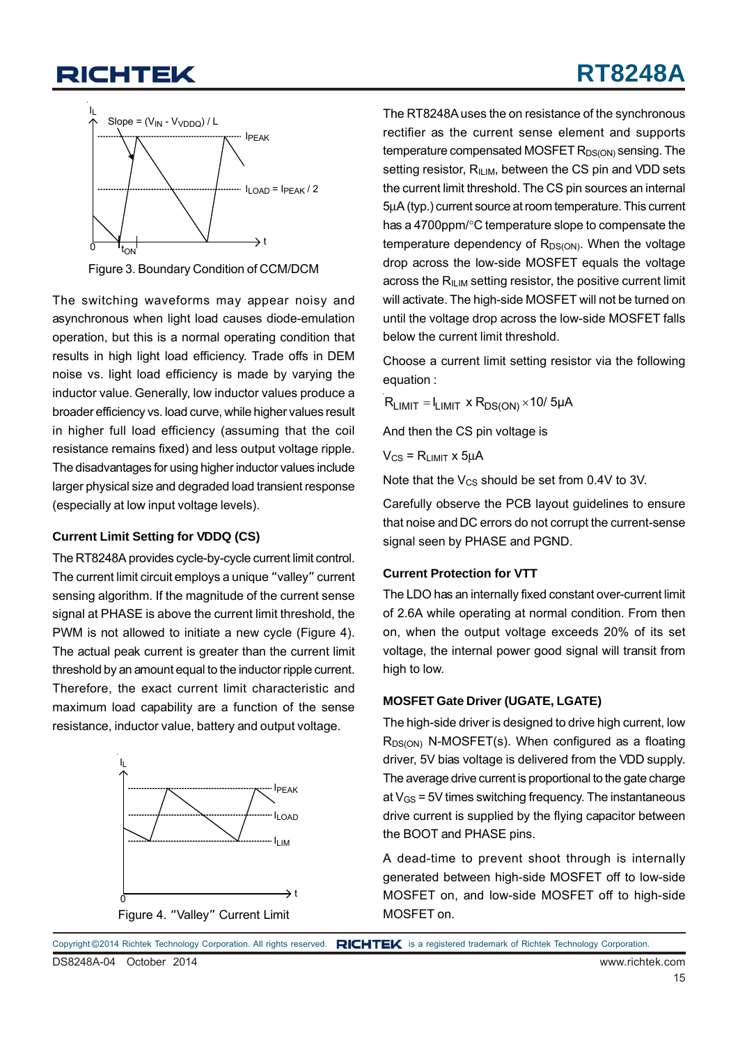Figure 3. Boundary Condition of CCM/DCM

The switching waveforms may appear noisy and asynchronous when light load causes diode-emulation operation, but this is a normal operating condition that results in high light load efficiency. Trade offs in DEM noise vs. light load efficiency is made by varying the inductor value. Generally, low inductor values produce a broader efficiency vs. load curve, while higher values result in higher full load efficiency (assuming that the coil resistance remains fixed) and less output voltage ripple. The disadvantages for using higher inductor values include larger physical size and degraded load transient response (especially at low input voltage levels).

### Current Limit Setting for VDDQ (CS)

The RT8248A provides cycle-by-cycle current limit control. The current limit circuit employs a unique "valley" current sensing algorithm. If the magnitude of the current sense signal at PHASE is above the current limit threshold, the PWM is not allowed to initiate a new cycle (Figure 4). The actual peak current is greater than the current limit threshold by an amount equal to the inductor ripple current. Therefore, the exact current limit characteristic and maximum load capability are a function of the sense resistance, inductor value, battery and output voltage.

Figure 4. "Valley" Current Limit

The RT8248A uses the on resistance of the synchronous rectifier as the current sense element and supports temperature compensated MOSFET $R_{DS(ON)}$ sensing. The setting resistor, $R_{ILIM}$, between the CS pin and VDD sets the current limit threshold. The CS pin sources an internal 5μA (typ.) current source at room temperature. This current has a 4700ppm/°C temperature slope to compensate the temperature dependency of $R_{DS(ON)}$. When the voltage drop across the low-side MOSFET equals the voltage across the $R_{ILIM}$ setting resistor, the positive current limit will activate. The high-side MOSFET will not be turned on until the voltage drop across the low-side MOSFET falls below the current limit threshold.

Choose a current limit setting resistor via the following equation :

$$R_{LIMIT} = I_{LIMIT} \times R_{DS(ON)} \times 10 / 5\mu A$$

And then the CS pin voltage is

$$V_{CS} = R_{LIMIT} \times 5\mu A$$

Note that the $V_{CS}$ should be set from 0.4V to 3V.

Carefully observe the PCB layout guidelines to ensure that noise and DC errors do not corrupt the current-sense signal seen by PHASE and PGND.

### Current Protection for VTT

The LDO has an internally fixed constant over-current limit of 2.6A while operating at normal condition. From then on, when the output voltage exceeds 20% of its set voltage, the internal power good signal will transit from high to low.

### MOSFET Gate Driver (UGATE, LGATE)

The high-side driver is designed to drive high current, low $R_{DS(ON)}$ N-MOSFET(s). When configured as a floating driver, 5V bias voltage is delivered from the VDD supply. The average drive current is proportional to the gate charge at $V_{GS}$ = 5V times switching frequency. The instantaneous drive current is supplied by the flying capacitor between the BOOT and PHASE pins.

A dead-time to prevent shoot through is internally generated between high-side MOSFET off to low-side MOSFET on, and low-side MOSFET off to high-side MOSFET on.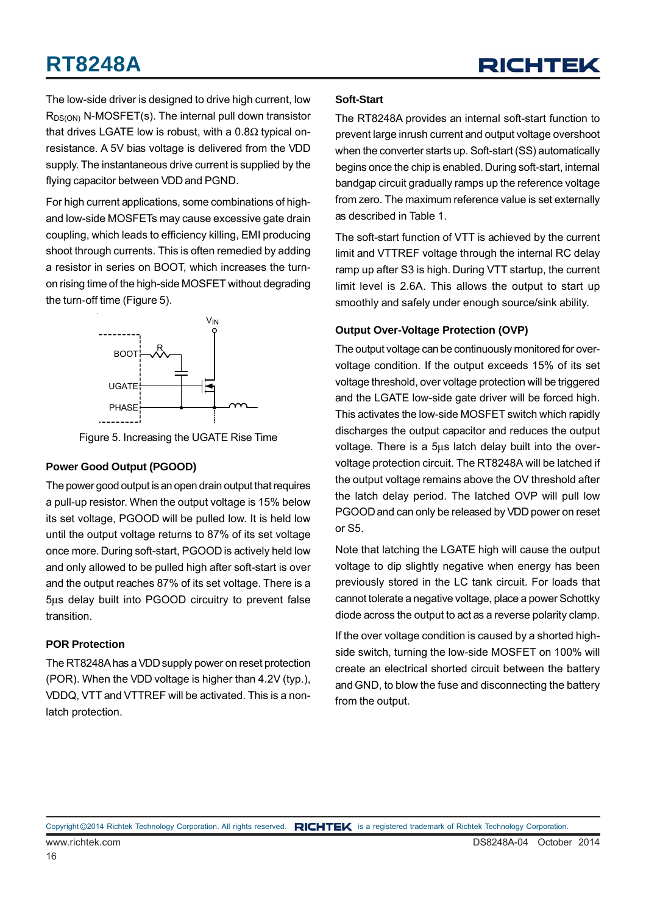The low-side driver is designed to drive high current, low $R_{DS(ON)}$ N-MOSFET(s). The internal pull down transistor that drives LGATE low is robust, with a 0.8Ω typical on-resistance. A 5V bias voltage is delivered from the VDD supply. The instantaneous drive current is supplied by the flying capacitor between VDD and PGND.

For high current applications, some combinations of high- and low-side MOSFETs may cause excessive gate drain coupling, which leads to efficiency killing, EMI producing shoot through currents. This is often remedied by adding a resistor in series on BOOT, which increases the turn-on rising time of the high-side MOSFET without degrading the turn-off time (Figure 5).

Figure 5. Increasing the UGATE Rise Time

### Power Good Output (PGOOD)

The power good output is an open drain output that requires a pull-up resistor. When the output voltage is 15% below its set voltage, PGOOD will be pulled low. It is held low until the output voltage returns to 87% of its set voltage once more. During soft-start, PGOOD is actively held low and only allowed to be pulled high after soft-start is over and the output reaches 87% of its set voltage. There is a 5μs delay built into PGOOD circuitry to prevent false transition.

### POR Protection

The RT8248A has a VDD supply power on reset protection (POR). When the VDD voltage is higher than 4.2V (typ.), VDDQ, VTT and VTTREF will be activated. This is a non-latch protection.

### Soft-Start

The RT8248A provides an internal soft-start function to prevent large inrush current and output voltage overshoot when the converter starts up. Soft-start (SS) automatically begins once the chip is enabled. During soft-start, internal bandgap circuit gradually ramps up the reference voltage from zero. The maximum reference value is set externally as described in Table 1.

The soft-start function of VTT is achieved by the current limit and VTTREF voltage through the internal RC delay ramp up after S3 is high. During VTT startup, the current limit level is 2.6A. This allows the output to start up smoothly and safely under enough source/sink ability.

### Output Over-Voltage Protection (OVP)

The output voltage can be continuously monitored for over-voltage condition. If the output exceeds 15% of its set voltage threshold, over voltage protection will be triggered and the LGATE low-side gate driver will be forced high. This activates the low-side MOSFET switch which rapidly discharges the output capacitor and reduces the output voltage. There is a 5μs latch delay built into the over-voltage protection circuit. The RT8248A will be latched if the output voltage remains above the OV threshold after the latch delay period. The latched OVP will pull low PGOOD and can only be released by VDD power on reset or S5.

Note that latching the LGATE high will cause the output voltage to dip slightly negative when energy has been previously stored in the LC tank circuit. For loads that cannot tolerate a negative voltage, place a power Schottky diode across the output to act as a reverse polarity clamp.

If the over voltage condition is caused by a shorted high-side switch, turning the low-side MOSFET on 100% will create an electrical shorted circuit between the battery and GND, to blow the fuse and disconnecting the battery from the output.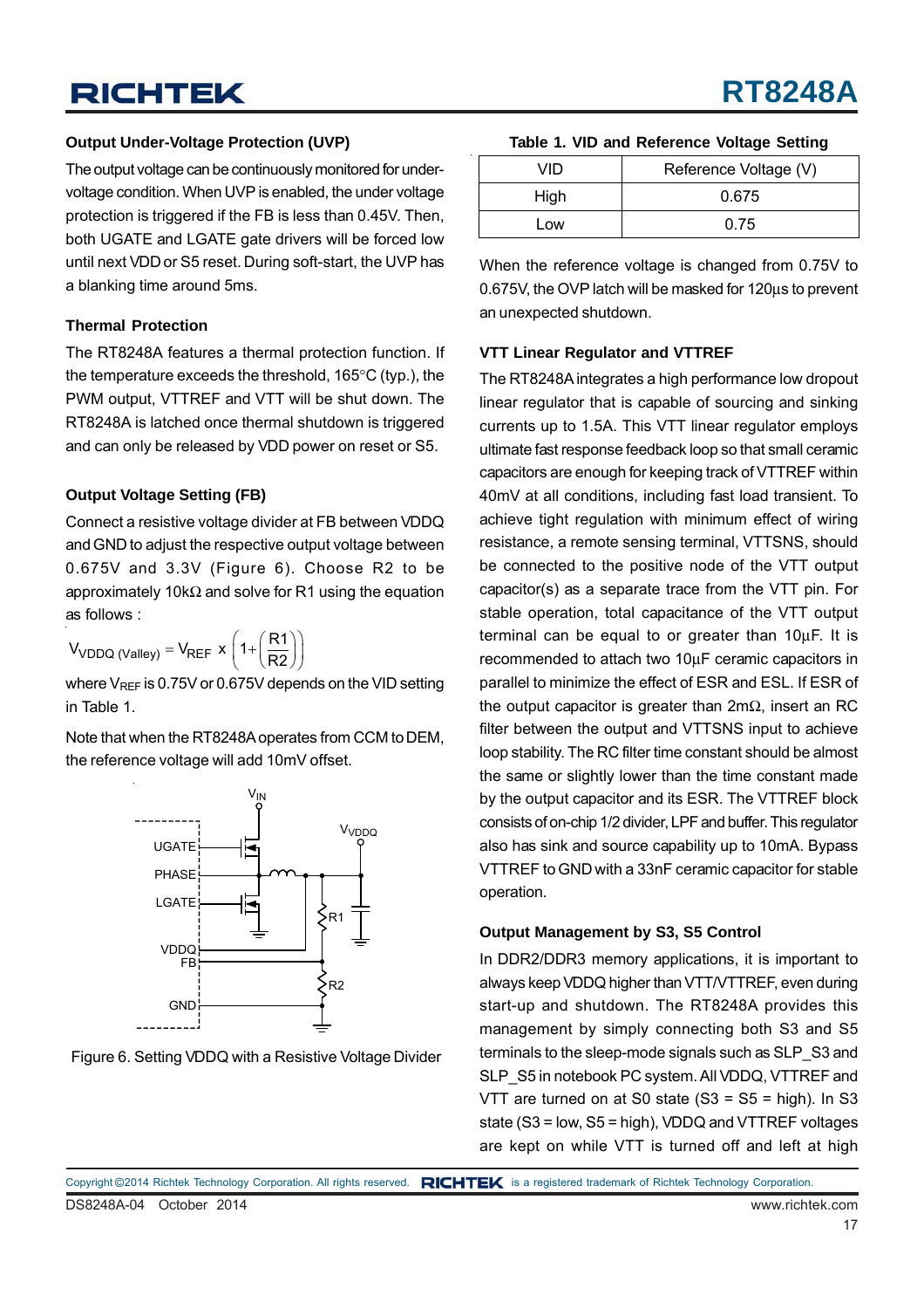### Output Under-Voltage Protection (UVP)

The output voltage can be continuously monitored for under-voltage condition. When UVP is enabled, the under voltage protection is triggered if the FB is less than 0.45V. Then, both UGATE and LGATE gate drivers will be forced low until next VDD or S5 reset. During soft-start, the UVP has a blanking time around 5ms.

### Thermal Protection

The RT8248A features a thermal protection function. If the temperature exceeds the threshold, 165°C (typ.), the PWM output, VTTREF and VTT will be shut down. The RT8248A is latched once thermal shutdown is triggered and can only be released by VDD power on reset or S5.

### Output Voltage Setting (FB)

Connect a resistive voltage divider at FB between VDDQ and GND to adjust the respective output voltage between 0.675V and 3.3V (Figure 6). Choose R2 to be approximately 10kΩ and solve for R1 using the equation as follows :

$$V_{VDDQ\ (Valley)} = V_{REF} \times \left(1+\left(\frac{R1}{R2}\right)\right)$$

where $V_{REF}$ is 0.75V or 0.675V depends on the VID setting in Table 1.

Note that when the RT8248A operates from CCM to DEM, the reference voltage will add 10mV offset.

Figure 6. Setting VDDQ with a Resistive Voltage Divider

Table 1. VID and Reference Voltage Setting

| VID | Reference Voltage (V) |
|---|---|
| High | 0.675 |
| Low | 0.75 |

When the reference voltage is changed from 0.75V to 0.675V, the OVP latch will be masked for 120μs to prevent an unexpected shutdown.

### VTT Linear Regulator and VTTREF

The RT8248A integrates a high performance low dropout linear regulator that is capable of sourcing and sinking currents up to 1.5A. This VTT linear regulator employs ultimate fast response feedback loop so that small ceramic capacitors are enough for keeping track of VTTREF within 40mV at all conditions, including fast load transient. To achieve tight regulation with minimum effect of wiring resistance, a remote sensing terminal, VTTSNS, should be connected to the positive node of the VTT output capacitor(s) as a separate trace from the VTT pin. For stable operation, total capacitance of the VTT output terminal can be equal to or greater than 10μF. It is recommended to attach two 10μF ceramic capacitors in parallel to minimize the effect of ESR and ESL. If ESR of the output capacitor is greater than 2mΩ, insert an RC filter between the output and VTTSNS input to achieve loop stability. The RC filter time constant should be almost the same or slightly lower than the time constant made by the output capacitor and its ESR. The VTTREF block consists of on-chip 1/2 divider, LPF and buffer. This regulator also has sink and source capability up to 10mA. Bypass VTTREF to GND with a 33nF ceramic capacitor for stable operation.

### Output Management by S3, S5 Control

In DDR2/DDR3 memory applications, it is important to always keep VDDQ higher than VTT/VTTREF, even during start-up and shutdown. The RT8248A provides this management by simply connecting both S3 and S5 terminals to the sleep-mode signals such as SLP_S3 and SLP_S5 in notebook PC system. All VDDQ, VTTREF and VTT are turned on at S0 state (S3 = S5 = high). In S3 state (S3 = low, S5 = high), VDDQ and VTTREF voltages are kept on while VTT is turned off and left at high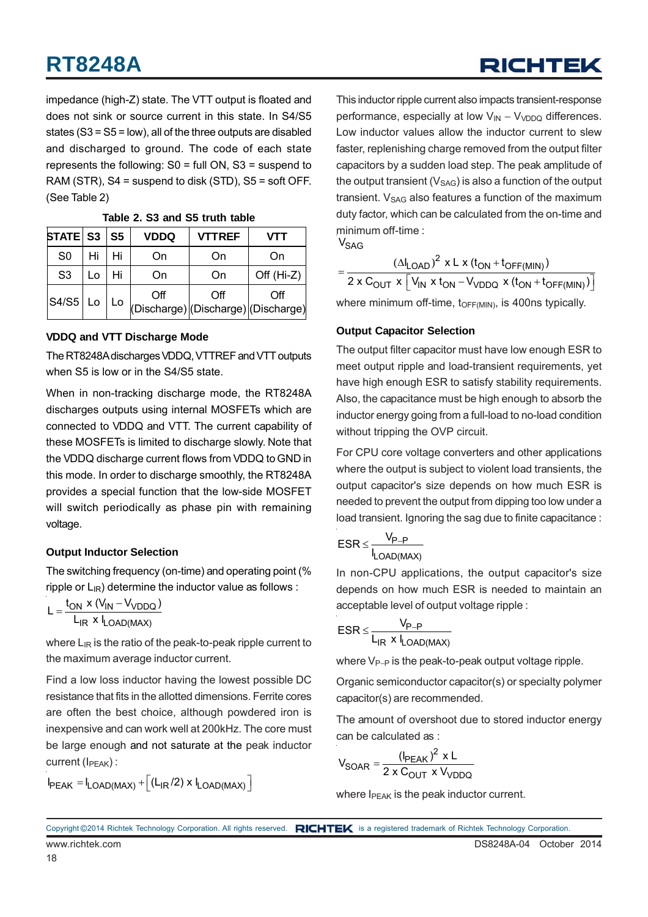impedance (high-Z) state. The VTT output is floated and does not sink or source current in this state. In S4/S5 states (S3 = S5 = low), all of the three outputs are disabled and discharged to ground. The code of each state represents the following: S0 = full ON, S3 = suspend to RAM (STR), S4 = suspend to disk (STD), S5 = soft OFF. (See Table 2)

**Table 2. S3 and S5 truth table**

| STATE | S3 | S5 | VDDQ | VTTREF | VTT |
|---|---|---|---|---|---|
| S0 | Hi | Hi | On | On | On |
| S3 | Lo | Hi | On | On | Off (Hi-Z) |
| S4/S5 | Lo | Lo | Off (Discharge) | Off (Discharge) | Off (Discharge) |

### VDDQ and VTT Discharge Mode

The RT8248A discharges VDDQ, VTTREF and VTT outputs when S5 is low or in the S4/S5 state.

When in non-tracking discharge mode, the RT8248A discharges outputs using internal MOSFETs which are connected to VDDQ and VTT. The current capability of these MOSFETs is limited to discharge slowly. Note that the VDDQ discharge current flows from VDDQ to GND in this mode. In order to discharge smoothly, the RT8248A provides a special function that the low-side MOSFET will switch periodically as phase pin with remaining voltage.

### Output Inductor Selection

The switching frequency (on-time) and operating point (% ripple or $L_{IR}$) determine the inductor value as follows :

$$L = \frac{t_{ON} \times (V_{IN} - V_{VDDQ})}{L_{IR} \times I_{LOAD(MAX)}}$$

where $L_{IR}$ is the ratio of the peak-to-peak ripple current to the maximum average inductor current.

Find a low loss inductor having the lowest possible DC resistance that fits in the allotted dimensions. Ferrite cores are often the best choice, although powdered iron is inexpensive and can work well at 200kHz. The core must be large enough and not saturate at the peak inductor current ($I_{PEAK}$) :

$$I_{PEAK} = I_{LOAD(MAX)} + \left[(L_{IR}/2) \times I_{LOAD(MAX)}\right]$$

This inductor ripple current also impacts transient-response performance, especially at low $V_{IN} - V_{VDDQ}$ differences. Low inductor values allow the inductor current to slew faster, replenishing charge removed from the output filter capacitors by a sudden load step. The peak amplitude of the output transient ($V_{SAG}$) is also a function of the output transient. $V_{SAG}$ also features a function of the maximum duty factor, which can be calculated from the on-time and minimum off-time :

$$V_{SAG} = \frac{(\Delta I_{LOAD})^2 \times L \times (t_{ON} + t_{OFF(MIN)})}{2 \times C_{OUT} \times \left[V_{IN} \times t_{ON} - V_{VDDQ} \times (t_{ON} + t_{OFF(MIN)})\right]}$$

where minimum off-time, $t_{OFF(MIN)}$, is 400ns typically.

### Output Capacitor Selection

The output filter capacitor must have low enough ESR to meet output ripple and load-transient requirements, yet have high enough ESR to satisfy stability requirements. Also, the capacitance must be high enough to absorb the inductor energy going from a full-load to no-load condition without tripping the OVP circuit.

For CPU core voltage converters and other applications where the output is subject to violent load transients, the output capacitor's size depends on how much ESR is needed to prevent the output from dipping too low under a load transient. Ignoring the sag due to finite capacitance :

$$ESR \le \frac{V_{P-P}}{I_{LOAD(MAX)}}$$

In non-CPU applications, the output capacitor's size depends on how much ESR is needed to maintain an acceptable level of output voltage ripple :

$$ESR \le \frac{V_{P-P}}{L_{IR} \times I_{LOAD(MAX)}}$$

where $V_{P-P}$ is the peak-to-peak output voltage ripple.

Organic semiconductor capacitor(s) or specialty polymer capacitor(s) are recommended.

The amount of overshoot due to stored inductor energy can be calculated as :

$$V_{SOAR} = \frac{(I_{PEAK})^2 \times L}{2 \times C_{OUT} \times V_{VDDQ}}$$

where $I_{PEAK}$ is the peak inductor current.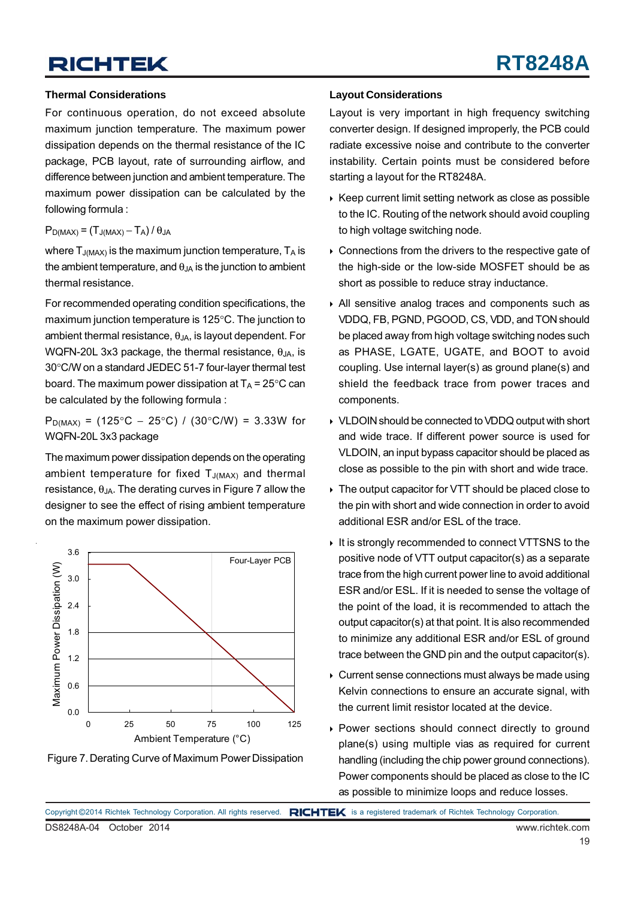### Thermal Considerations

For continuous operation, do not exceed absolute maximum junction temperature. The maximum power dissipation depends on the thermal resistance of the IC package, PCB layout, rate of surrounding airflow, and difference between junction and ambient temperature. The maximum power dissipation can be calculated by the following formula :

$P_{D(MAX)} = (T_{J(MAX)} - T_A) / \theta_{JA}$

where $T_{J(MAX)}$ is the maximum junction temperature, $T_A$ is the ambient temperature, and $\theta_{JA}$ is the junction to ambient thermal resistance.

For recommended operating condition specifications, the maximum junction temperature is 125°C. The junction to ambient thermal resistance, $\theta_{JA}$, is layout dependent. For WQFN-20L 3x3 package, the thermal resistance, $\theta_{JA}$, is 30°C/W on a standard JEDEC 51-7 four-layer thermal test board. The maximum power dissipation at $T_A$ = 25°C can be calculated by the following formula :

$P_{D(MAX)}$ = (125°C − 25°C) / (30°C/W) = 3.33W for WQFN-20L 3x3 package

The maximum power dissipation depends on the operating ambient temperature for fixed $T_{J(MAX)}$ and thermal resistance, $\theta_{JA}$. The derating curves in Figure 7 allow the designer to see the effect of rising ambient temperature on the maximum power dissipation.

Figure 7. Derating Curve of Maximum Power Dissipation

### Layout Considerations

Layout is very important in high frequency switching converter design. If designed improperly, the PCB could radiate excessive noise and contribute to the converter instability. Certain points must be considered before starting a layout for the RT8248A.

- Keep current limit setting network as close as possible to the IC. Routing of the network should avoid coupling to high voltage switching node.
- Connections from the drivers to the respective gate of the high-side or the low-side MOSFET should be as short as possible to reduce stray inductance.
- All sensitive analog traces and components such as VDDQ, FB, PGND, PGOOD, CS, VDD, and TON should be placed away from high voltage switching nodes such as PHASE, LGATE, UGATE, and BOOT to avoid coupling. Use internal layer(s) as ground plane(s) and shield the feedback trace from power traces and components.
- VLDOIN should be connected to VDDQ output with short and wide trace. If different power source is used for VLDOIN, an input bypass capacitor should be placed as close as possible to the pin with short and wide trace.
- The output capacitor for VTT should be placed close to the pin with short and wide connection in order to avoid additional ESR and/or ESL of the trace.
- It is strongly recommended to connect VTTSNS to the positive node of VTT output capacitor(s) as a separate trace from the high current power line to avoid additional ESR and/or ESL. If it is needed to sense the voltage of the point of the load, it is recommended to attach the output capacitor(s) at that point. It is also recommended to minimize any additional ESR and/or ESL of ground trace between the GND pin and the output capacitor(s).
- Current sense connections must always be made using Kelvin connections to ensure an accurate signal, with the current limit resistor located at the device.
- Power sections should connect directly to ground plane(s) using multiple vias as required for current handling (including the chip power ground connections). Power components should be placed as close to the IC as possible to minimize loops and reduce losses.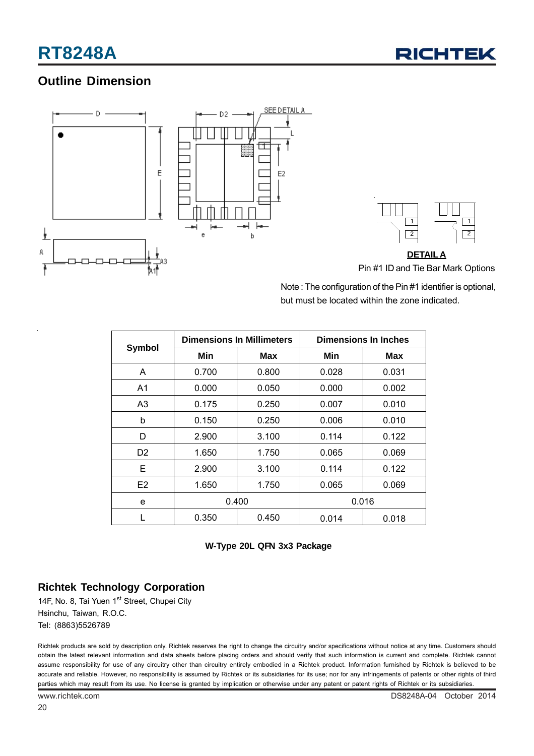## Outline Dimension

DETAIL A

Pin #1 ID and Tie Bar Mark Options

Note : The configuration of the Pin #1 identifier is optional, but must be located within the zone indicated.

| Symbol | Dimensions In Millimeters | | Dimensions In Inches | |
|---|---|---|---|---|
| | Min | Max | Min | Max |
| A | 0.700 | 0.800 | 0.028 | 0.031 |
| A1 | 0.000 | 0.050 | 0.000 | 0.002 |
| A3 | 0.175 | 0.250 | 0.007 | 0.010 |
| b | 0.150 | 0.250 | 0.006 | 0.010 |
| D | 2.900 | 3.100 | 0.114 | 0.122 |
| D2 | 1.650 | 1.750 | 0.065 | 0.069 |
| E | 2.900 | 3.100 | 0.114 | 0.122 |
| E2 | 1.650 | 1.750 | 0.065 | 0.069 |
| e | 0.400 | | 0.016 | |
| L | 0.350 | 0.450 | 0.014 | 0.018 |

**W-Type 20L QFN 3x3 Package**

### Richtek Technology Corporation

14F, No. 8, Tai Yuen 1st Street, Chupei City
Hsinchu, Taiwan, R.O.C.
Tel: (8863)5526789

Richtek products are sold by description only. Richtek reserves the right to change the circuitry and/or specifications without notice at any time. Customers should obtain the latest relevant information and data sheets before placing orders and should verify that such information is current and complete. Richtek cannot assume responsibility for use of any circuitry other than circuitry entirely embodied in a Richtek product. Information furnished by Richtek is believed to be accurate and reliable. However, no responsibility is assumed by Richtek or its subsidiaries for its use; nor for any infringements of patents or other rights of third parties which may result from its use. No license is granted by implication or otherwise under any patent or patent rights of Richtek or its subsidiaries.